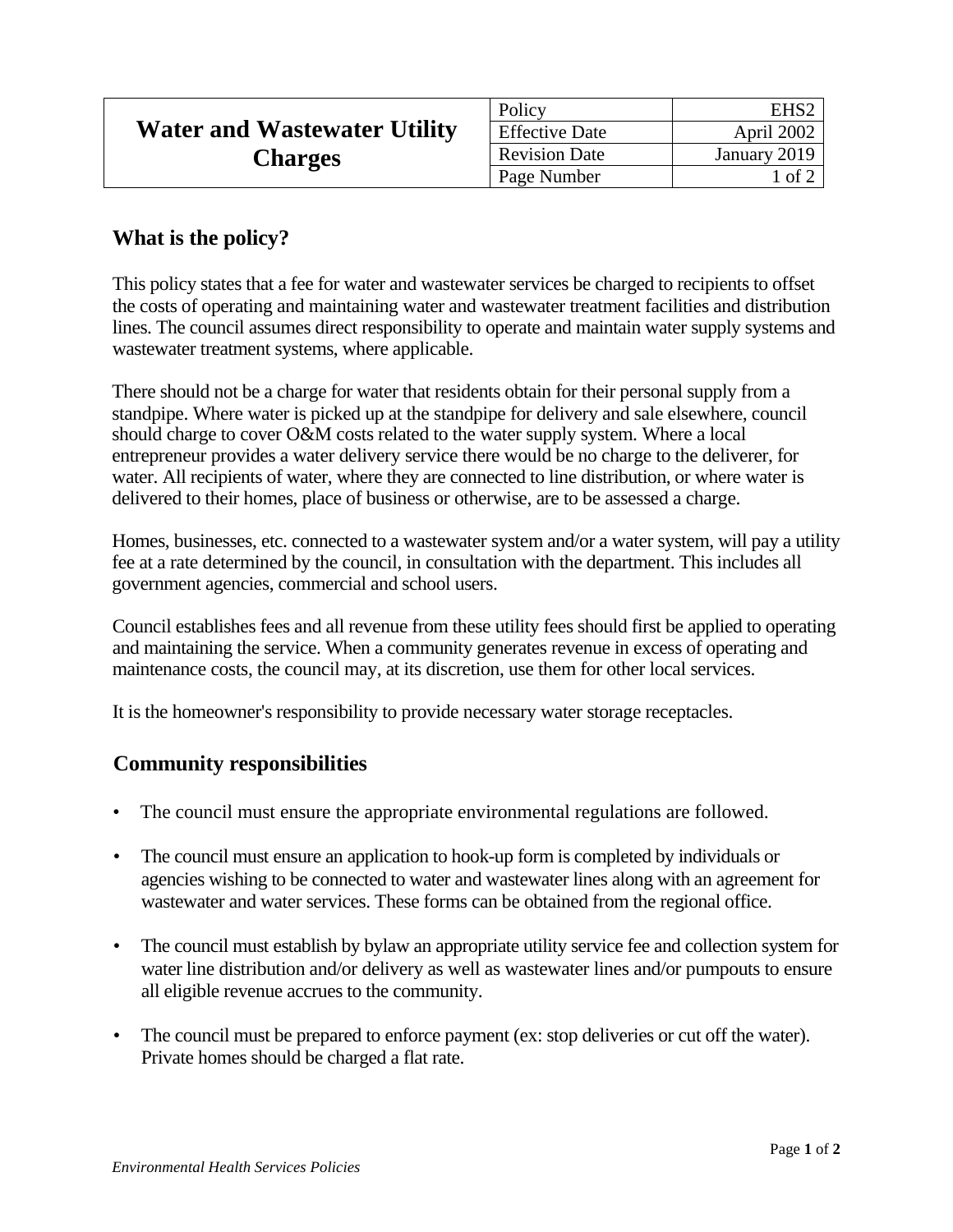| Water and Wastewater Utility Charges | Policy | EHS2 |
|---|---|---|
| | Effective Date | April 2002 |
| | Revision Date | January 2019 |
| | Page Number | 1 of 2 |

## What is the policy?

This policy states that a fee for water and wastewater services be charged to recipients to offset the costs of operating and maintaining water and wastewater treatment facilities and distribution lines. The council assumes direct responsibility to operate and maintain water supply systems and wastewater treatment systems, where applicable.

There should not be a charge for water that residents obtain for their personal supply from a standpipe. Where water is picked up at the standpipe for delivery and sale elsewhere, council should charge to cover O&M costs related to the water supply system. Where a local entrepreneur provides a water delivery service there would be no charge to the deliverer, for water. All recipients of water, where they are connected to line distribution, or where water is delivered to their homes, place of business or otherwise, are to be assessed a charge.

Homes, businesses, etc. connected to a wastewater system and/or a water system, will pay a utility fee at a rate determined by the council, in consultation with the department. This includes all government agencies, commercial and school users.

Council establishes fees and all revenue from these utility fees should first be applied to operating and maintaining the service. When a community generates revenue in excess of operating and maintenance costs, the council may, at its discretion, use them for other local services.

It is the homeowner's responsibility to provide necessary water storage receptacles.

## Community responsibilities

- The council must ensure the appropriate environmental regulations are followed.
- The council must ensure an application to hook-up form is completed by individuals or agencies wishing to be connected to water and wastewater lines along with an agreement for wastewater and water services. These forms can be obtained from the regional office.
- The council must establish by bylaw an appropriate utility service fee and collection system for water line distribution and/or delivery as well as wastewater lines and/or pumpouts to ensure all eligible revenue accrues to the community.
- The council must be prepared to enforce payment (ex: stop deliveries or cut off the water). Private homes should be charged a flat rate.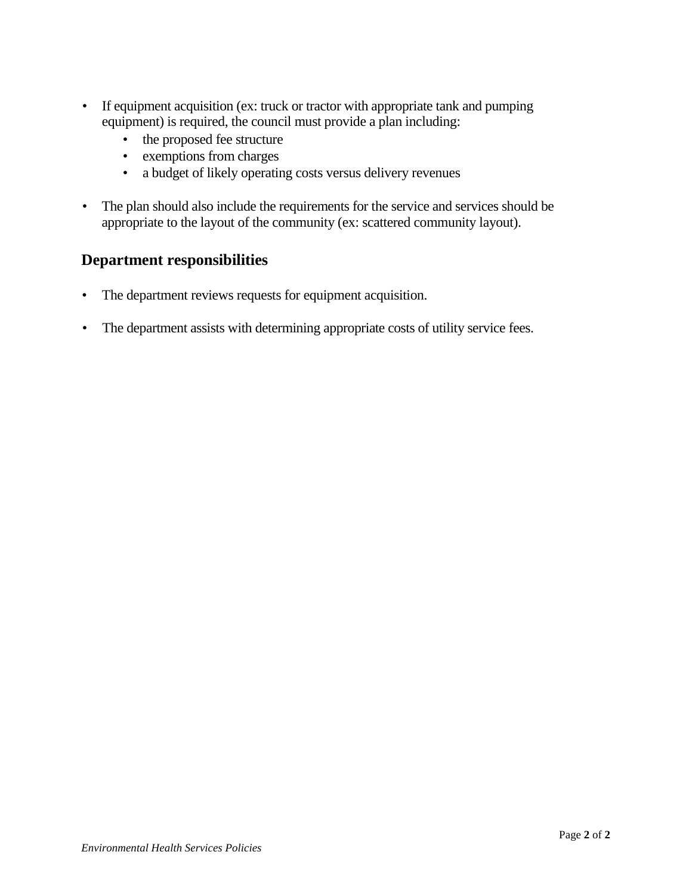- If equipment acquisition (ex: truck or tractor with appropriate tank and pumping equipment) is required, the council must provide a plan including:
  - the proposed fee structure
  - exemptions from charges
  - a budget of likely operating costs versus delivery revenues

- The plan should also include the requirements for the service and services should be appropriate to the layout of the community (ex: scattered community layout).

## Department responsibilities

- The department reviews requests for equipment acquisition.

- The department assists with determining appropriate costs of utility service fees.